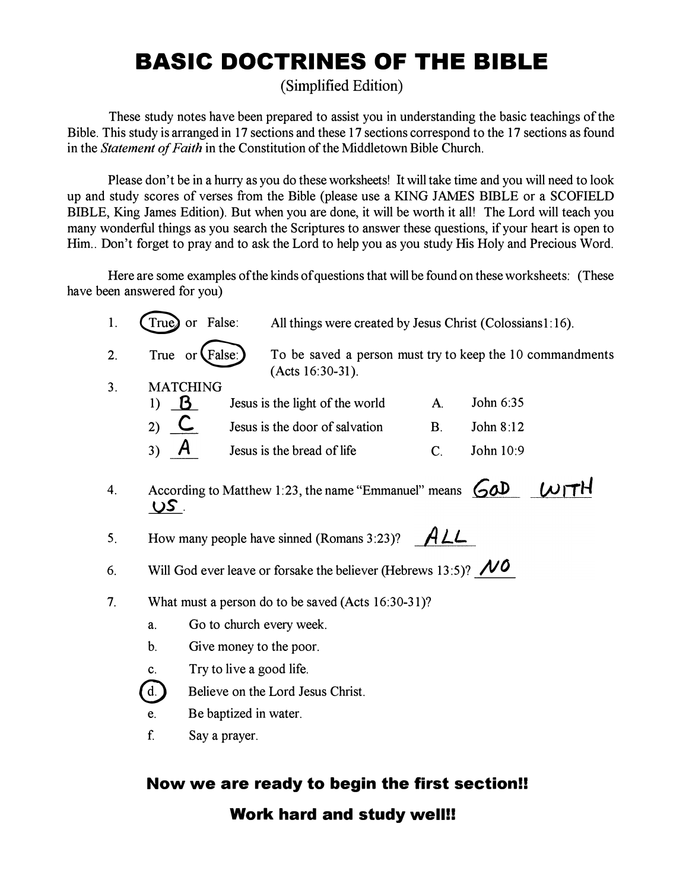# BASIC DOCTRINES OF THE BIBLE

(Simplified Edition)

These study notes have been prepared to assist you in understanding the basic teachings of the Bible. This study is arranged in 17 sections and these 17 sections correspond to the 17 sections as found in the *Statement of Faith* in the Constitution of the Middletown Bible Church.

Please don't be in a hurry as you do these worksheets! It will take time and you will need to look up and study scores of verses from the Bible (please use a KING JAMES BIBLE or a SCOFIELD BIBLE, King James Edition). But when you are done, it will be worth it all! The Lord will teach you many wonderful things as you search the Scriptures to answer these questions, if your heart is open to Him.. Don't forget to pray and to ask the Lord to help you as you study His Holy and Precious Word.

Here are some examples of the kinds of questions that will be found on these worksheets: (These have been answered for you)

1. (True) or False: All things were created by Jesus Christ (Colossians1:16).

2. True or (False:) To be saved a person must try to keep the 10 commandments (Acts 16:30-31).

3. MATCHING

   1) B Jesus is the light of the world — A. John 6:35
   2) C Jesus is the door of salvation — B. John 8:12
   3) A Jesus is the bread of life — C. John 10:9

4. According to Matthew 1:23, the name "Emmanuel" means GOD WITH US.

5. How many people have sinned (Romans 3:23)? ALL

6. Will God ever leave or forsake the believer (Hebrews 13:5)? NO

7. What must a person do to be saved (Acts 16:30-31)?

   a. Go to church every week.
   b. Give money to the poor.
   c. Try to live a good life.
   (d.) Believe on the Lord Jesus Christ.
   e. Be baptized in water.
   f. Say a prayer.

**Now we are ready to begin the first section!!**

**Work hard and study well!!**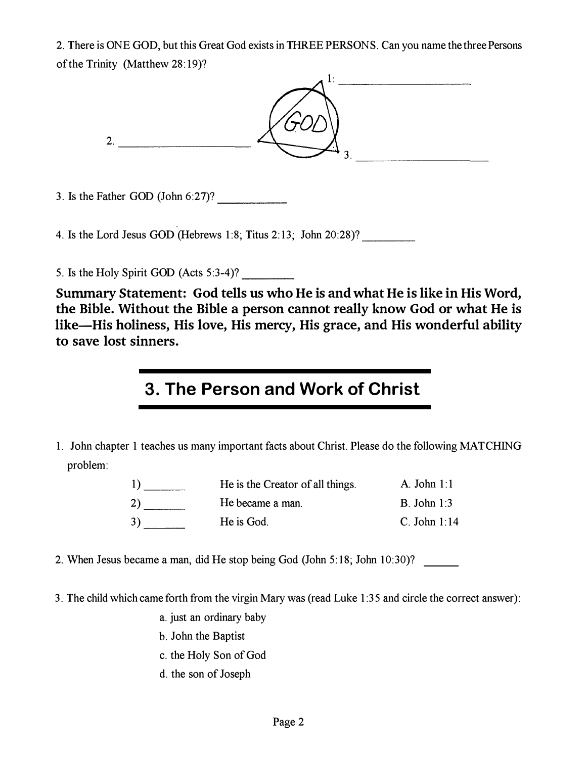2. There is ONE GOD, but this Great God exists in THREE PERSONS. Can you name the three Persons of the Trinity (Matthew 28:19)?

GOD

1: ______________________

2. ______________________

3. ______________________

3. Is the Father GOD (John 6:27)? ____________

4. Is the Lord Jesus GOD (Hebrews 1:8; Titus 2:13; John 20:28)? _________

5. Is the Holy Spirit GOD (Acts 5:3-4)? _________

**Summary Statement: God tells us who He is and what He is like in His Word, the Bible. Without the Bible a person cannot really know God or what He is like—His holiness, His love, His mercy, His grace, and His wonderful ability to save lost sinners.**

## 3. The Person and Work of Christ

1. John chapter 1 teaches us many important facts about Christ. Please do the following MATCHING problem:

| | | |
|---|---|---|
| 1) _______ | He is the Creator of all things. | A. John 1:1 |
| 2) _______ | He became a man. | B. John 1:3 |
| 3) _______ | He is God. | C. John 1:14 |

2. When Jesus became a man, did He stop being God (John 5:18; John 10:30)? ______

3. The child which came forth from the virgin Mary was (read Luke 1:35 and circle the correct answer):
   - a. just an ordinary baby
   - b. John the Baptist
   - c. the Holy Son of God
   - d. the son of Joseph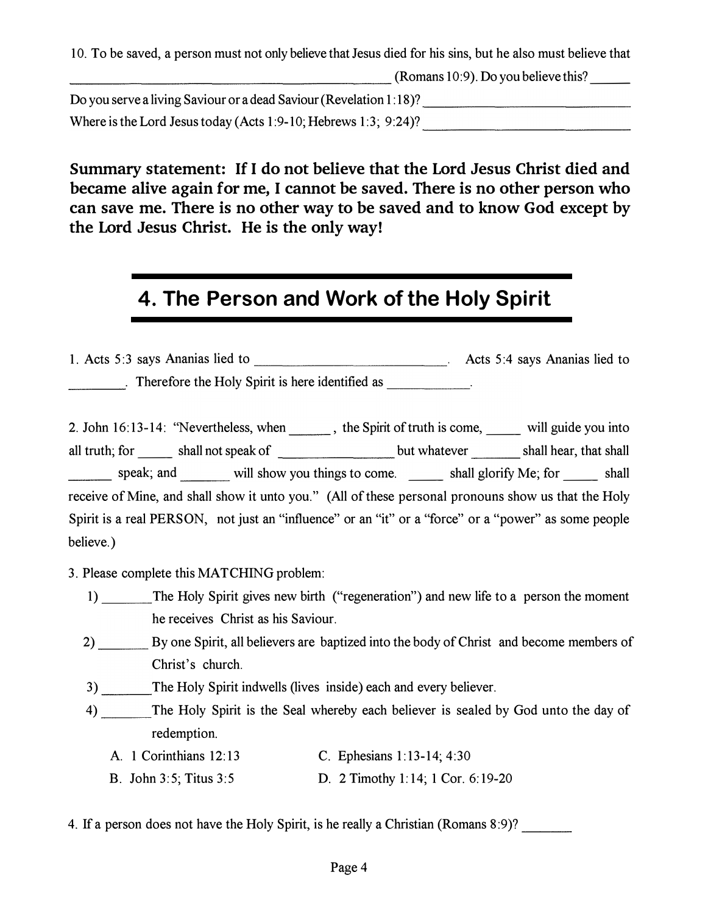10. To be saved, a person must not only believe that Jesus died for his sins, but he also must believe that \_\_\_\_\_\_\_\_\_\_\_\_\_\_\_\_\_\_\_\_\_\_\_\_\_\_\_\_\_\_\_\_\_\_\_\_\_\_ (Romans 10:9). Do you believe this? \_\_\_\_\_

Do you serve a living Saviour or a dead Saviour (Revelation 1:18)? \_\_\_\_\_\_\_\_\_\_\_\_\_\_\_\_\_\_\_\_\_\_\_\_\_

Where is the Lord Jesus today (Acts 1:9-10; Hebrews 1:3; 9:24)? \_\_\_\_\_\_\_\_\_\_\_\_\_\_\_\_\_\_\_\_\_\_\_\_\_

**Summary statement: If I do not believe that the Lord Jesus Christ died and became alive again for me, I cannot be saved. There is no other person who can save me. There is no other way to be saved and to know God except by the Lord Jesus Christ. He is the only way!**

## 4. The Person and Work of the Holy Spirit

1. Acts 5:3 says Ananias lied to \_\_\_\_\_\_\_\_\_\_\_\_\_\_\_\_\_\_\_\_\_\_\_\_. Acts 5:4 says Ananias lied to \_\_\_\_\_\_\_\_. Therefore the Holy Spirit is here identified as \_\_\_\_\_\_\_\_\_\_\_\_.

2. John 16:13-14: "Nevertheless, when \_\_\_\_\_\_, the Spirit of truth is come, \_\_\_\_\_ will guide you into all truth; for \_\_\_\_\_ shall not speak of \_\_\_\_\_\_\_\_\_\_\_\_\_\_\_\_ but whatever \_\_\_\_\_\_\_ shall hear, that shall \_\_\_\_\_\_ speak; and \_\_\_\_\_\_\_ will show you things to come. \_\_\_\_\_ shall glorify Me; for \_\_\_\_\_ shall receive of Mine, and shall show it unto you." (All of these personal pronouns show us that the Holy Spirit is a real PERSON, not just an "influence" or an "it" or a "force" or a "power" as some people believe.)

3. Please complete this MATCHING problem:

   1) \_\_\_\_\_\_\_ The Holy Spirit gives new birth ("regeneration") and new life to a person the moment he receives Christ as his Saviour.

   2) \_\_\_\_\_\_\_ By one Spirit, all believers are baptized into the body of Christ and become members of Christ's church.

   3) \_\_\_\_\_\_\_ The Holy Spirit indwells (lives inside) each and every believer.

   4) \_\_\_\_\_\_\_ The Holy Spirit is the Seal whereby each believer is sealed by God unto the day of redemption.

   A. 1 Corinthians 12:13
   B. John 3:5; Titus 3:5
   C. Ephesians 1:13-14; 4:30
   D. 2 Timothy 1:14; 1 Cor. 6:19-20

4. If a person does not have the Holy Spirit, is he really a Christian (Romans 8:9)? \_\_\_\_\_\_\_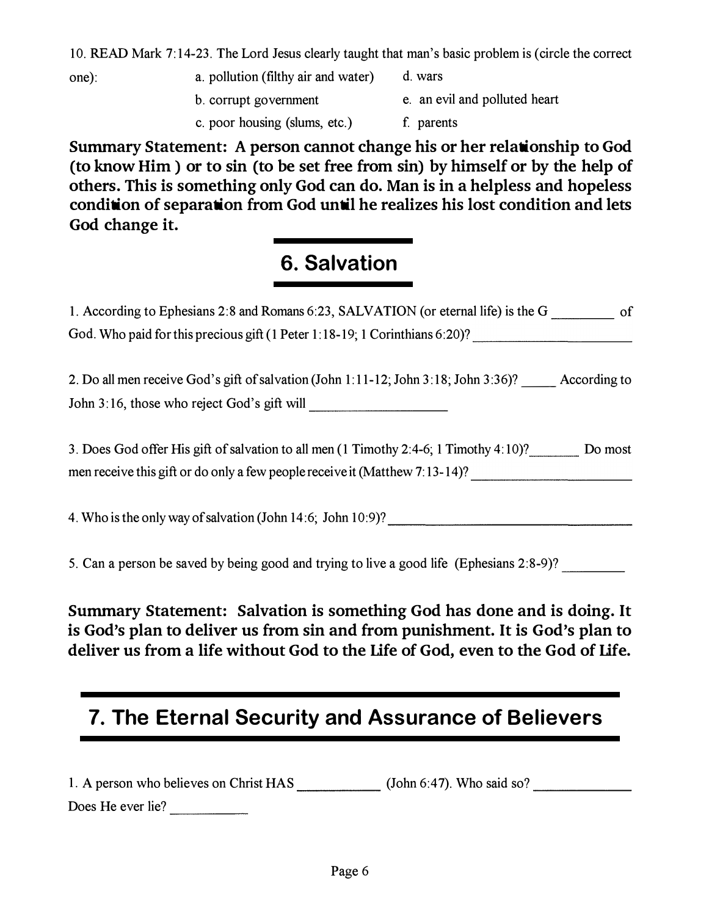10. READ Mark 7:14-23. The Lord Jesus clearly taught that man's basic problem is (circle the correct one):

a. pollution (filthy air and water)
b. corrupt government
c. poor housing (slums, etc.)
d. wars
e. an evil and polluted heart
f. parents

**Summary Statement: A person cannot change his or her relationship to God (to know Him ) or to sin (to be set free from sin) by himself or by the help of others. This is something only God can do. Man is in a helpless and hopeless condition of separation from God until he realizes his lost condition and lets God change it.**

## 6. Salvation

1. According to Ephesians 2:8 and Romans 6:23, SALVATION (or eternal life) is the G _________ of God. Who paid for this precious gift (1 Peter 1:18-19; 1 Corinthians 6:20)? ______________________

2. Do all men receive God's gift of salvation (John 1:11-12; John 3:18; John 3:36)? _____ According to John 3:16, those who reject God's gift will ___________________

3. Does God offer His gift of salvation to all men (1 Timothy 2:4-6; 1 Timothy 4:10)?_______ Do most men receive this gift or do only a few people receive it (Matthew 7:13-14)? ______________________

4. Who is the only way of salvation (John 14:6; John 10:9)? ________________________________

5. Can a person be saved by being good and trying to live a good life (Ephesians 2:8-9)? _________

**Summary Statement: Salvation is something God has done and is doing. It is God's plan to deliver us from sin and from punishment. It is God's plan to deliver us from a life without God to the Life of God, even to the God of Life.**

## 7. The Eternal Security and Assurance of Believers

1. A person who believes on Christ HAS ___________ (John 6:47). Who said so? _____________
Does He ever lie? ___________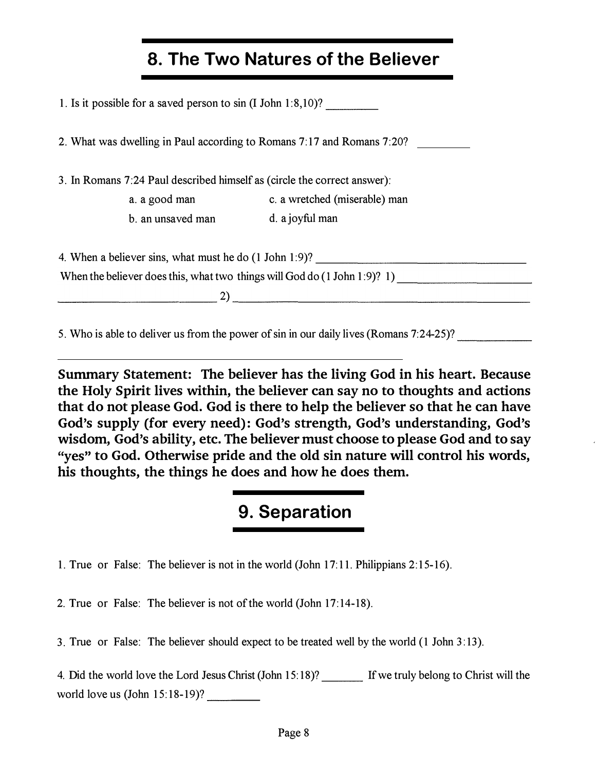## 8. The Two Natures of the Believer

1. Is it possible for a saved person to sin (I John 1:8,10)? _________

2. What was dwelling in Paul according to Romans 7:17 and Romans 7:20? _________

3. In Romans 7:24 Paul described himself as (circle the correct answer):

   a. a good man
   b. an unsaved man
   c. a wretched (miserable) man
   d. a joyful man

4. When a believer sins, what must he do (1 John 1:9)? ______________________________

   When the believer does this, what two things will God do (1 John 1:9)? 1) ______________________ ______________________ 2) ______________________________

5. Who is able to deliver us from the power of sin in our daily lives (Romans 7:24-25)? ____________

**Summary Statement: The believer has the living God in his heart. Because the Holy Spirit lives within, the believer can say no to thoughts and actions that do not please God. God is there to help the believer so that he can have God's supply (for every need): God's strength, God's understanding, God's wisdom, God's ability, etc. The believer must choose to please God and to say "yes" to God. Otherwise pride and the old sin nature will control his words, his thoughts, the things he does and how he does them.**

## 9. Separation

1. True or False: The believer is not in the world (John 17:11. Philippians 2:15-16).

2. True or False: The believer is not of the world (John 17:14-18).

3. True or False: The believer should expect to be treated well by the world (1 John 3:13).

4. Did the world love the Lord Jesus Christ (John 15:18)? _______ If we truly belong to Christ will the world love us (John 15:18-19)? _________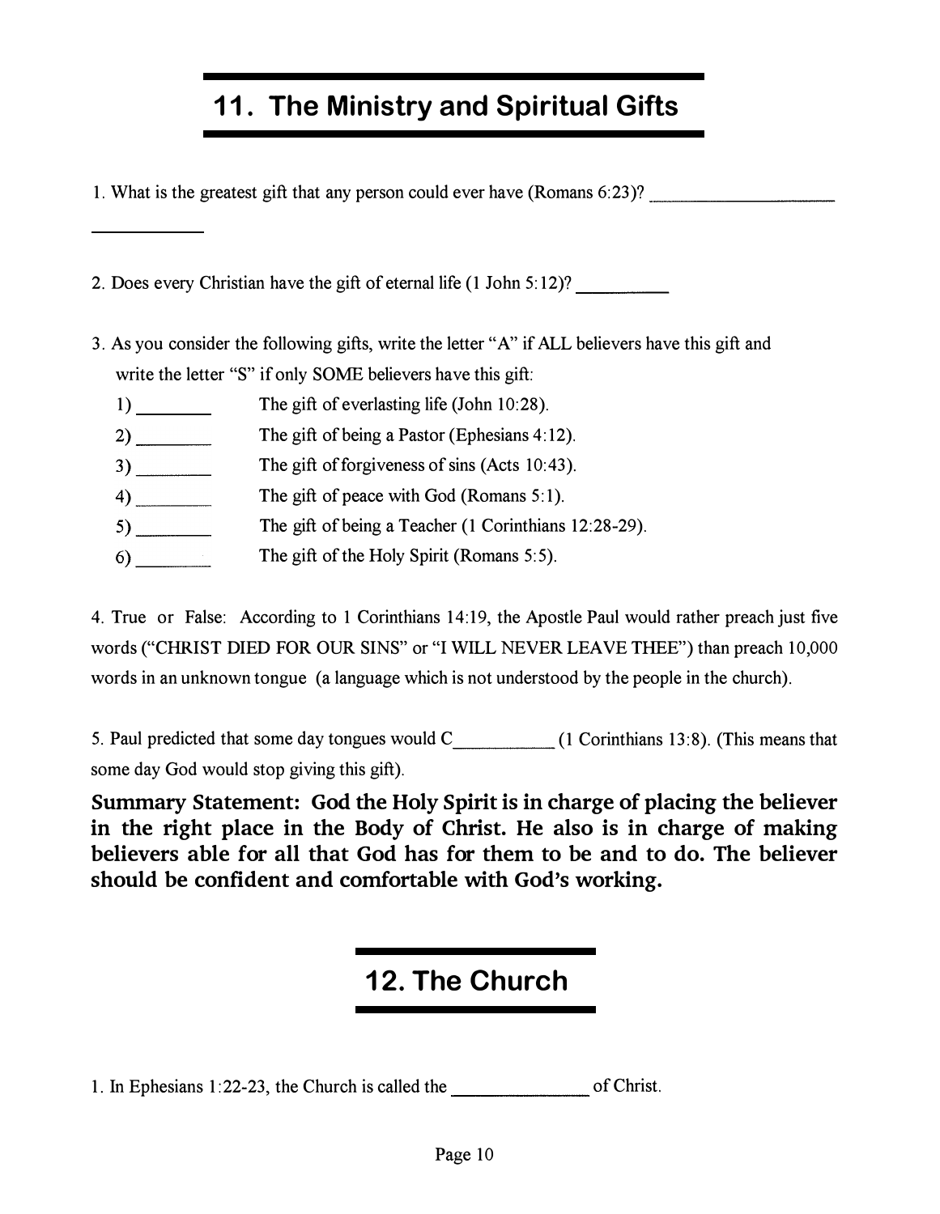## 11. The Ministry and Spiritual Gifts

1. What is the greatest gift that any person could ever have (Romans 6:23)? ____________________ ___________

2. Does every Christian have the gift of eternal life (1 John 5:12)? __________

3. As you consider the following gifts, write the letter "A" if ALL believers have this gift and write the letter "S" if only SOME believers have this gift:
   1) ________ The gift of everlasting life (John 10:28).
   2) ________ The gift of being a Pastor (Ephesians 4:12).
   3) ________ The gift of forgiveness of sins (Acts 10:43).
   4) ________ The gift of peace with God (Romans 5:1).
   5) ________ The gift of being a Teacher (1 Corinthians 12:28-29).
   6) ________ The gift of the Holy Spirit (Romans 5:5).

4. True or False: According to 1 Corinthians 14:19, the Apostle Paul would rather preach just five words ("CHRIST DIED FOR OUR SINS" or "I WILL NEVER LEAVE THEE") than preach 10,000 words in an unknown tongue (a language which is not understood by the people in the church).

5. Paul predicted that some day tongues would C___________ (1 Corinthians 13:8). (This means that some day God would stop giving this gift).

**Summary Statement: God the Holy Spirit is in charge of placing the believer in the right place in the Body of Christ. He also is in charge of making believers able for all that God has for them to be and to do. The believer should be confident and comfortable with God's working.**

## 12. The Church

1. In Ephesians 1:22-23, the Church is called the _______________ of Christ.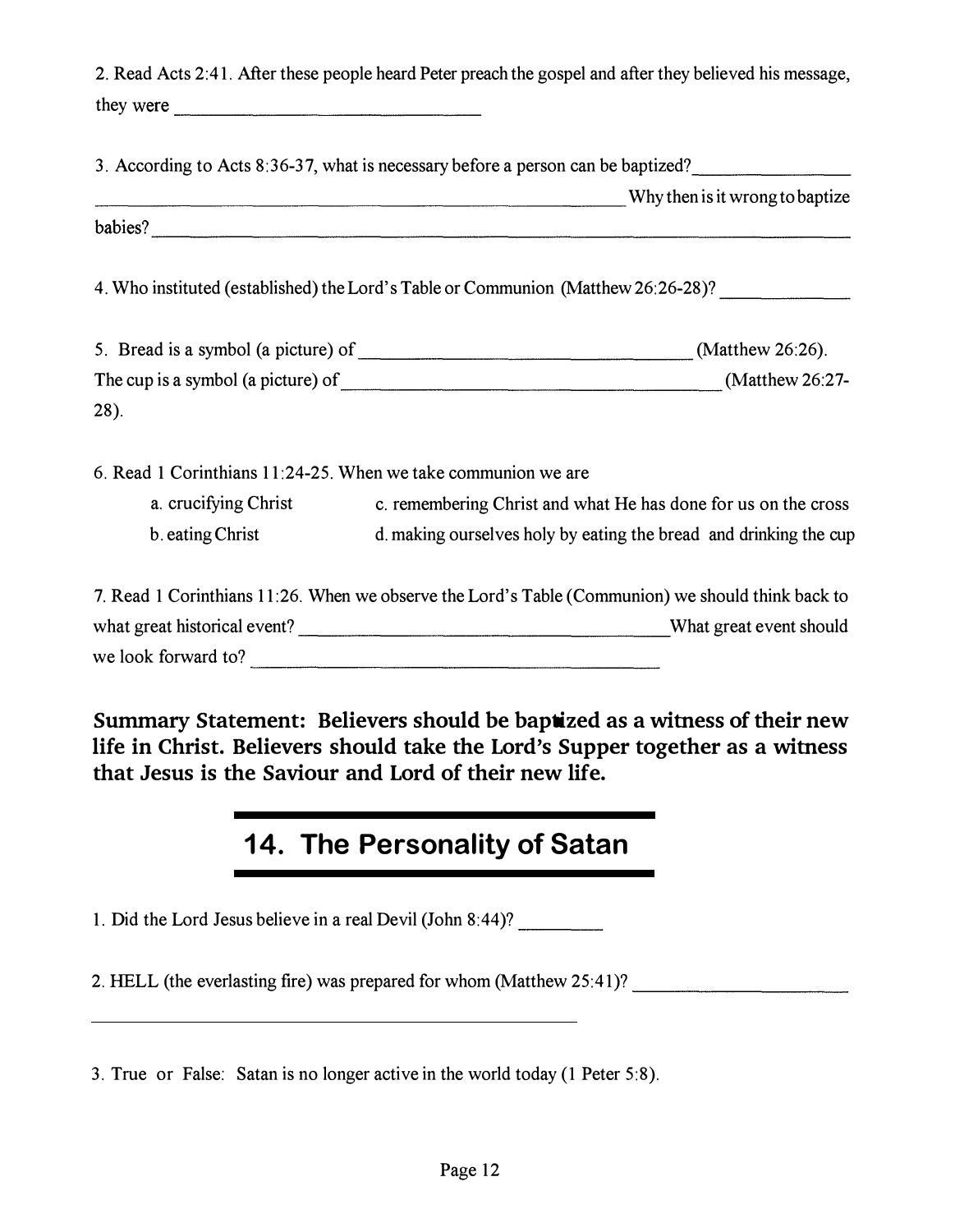2. Read Acts 2:41. After these people heard Peter preach the gospel and after they believed his message, they were ____________________

3. According to Acts 8:36-37, what is necessary before a person can be baptized?____________________ ____________________ Why then is it wrong to baptize babies? ____________________

4. Who instituted (established) the Lord's Table or Communion (Matthew 26:26-28)? ____________

5. Bread is a symbol (a picture) of ____________________ (Matthew 26:26). The cup is a symbol (a picture) of ____________________ (Matthew 26:27-28).

6. Read 1 Corinthians 11:24-25. When we take communion we are

a. crucifying Christ
b. eating Christ
c. remembering Christ and what He has done for us on the cross
d. making ourselves holy by eating the bread and drinking the cup

7. Read 1 Corinthians 11:26. When we observe the Lord's Table (Communion) we should think back to what great historical event? ____________________ What great event should we look forward to? ____________________

**Summary Statement: Believers should be baptized as a witness of their new life in Christ. Believers should take the Lord's Supper together as a witness that Jesus is the Saviour and Lord of their new life.**

## 14. The Personality of Satan

1. Did the Lord Jesus believe in a real Devil (John 8:44)? ________

2. HELL (the everlasting fire) was prepared for whom (Matthew 25:41)? ____________________ ____________________

3. True or False: Satan is no longer active in the world today (1 Peter 5:8).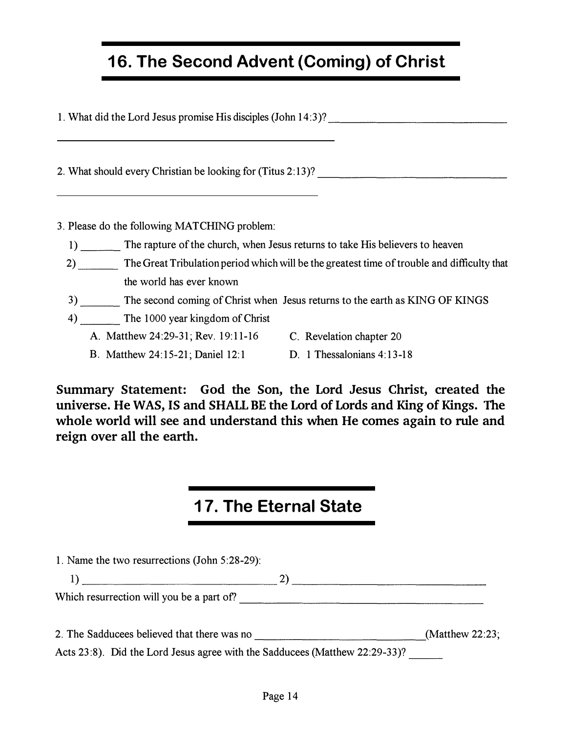## 16. The Second Advent (Coming) of Christ

1. What did the Lord Jesus promise His disciples (John 14:3)? ________________________________

________________________________________________

2. What should every Christian be looking for (Titus 2:13)? ________________________________

________________________________________________

3. Please do the following MATCHING problem:

   1) _______ The rapture of the church, when Jesus returns to take His believers to heaven

   2) _______ The Great Tribulation period which will be the greatest time of trouble and difficulty that the world has ever known

   3) _______ The second coming of Christ when Jesus returns to the earth as KING OF KINGS

   4) _______ The 1000 year kingdom of Christ

   A. Matthew 24:29-31; Rev. 19:11-16
   B. Matthew 24:15-21; Daniel 12:1
   C. Revelation chapter 20
   D. 1 Thessalonians 4:13-18

**Summary Statement: God the Son, the Lord Jesus Christ, created the universe. He WAS, IS and SHALL BE the Lord of Lords and King of Kings. The whole world will see and understand this when He comes again to rule and reign over all the earth.**

## 17. The Eternal State

1. Name the two resurrections (John 5:28-29):

   1) ________________________________ 2) ________________________________

Which resurrection will you be a part of? ________________________________

2. The Sadducees believed that there was no ____________________________(Matthew 22:23; Acts 23:8). Did the Lord Jesus agree with the Sadducees (Matthew 22:29-33)? ______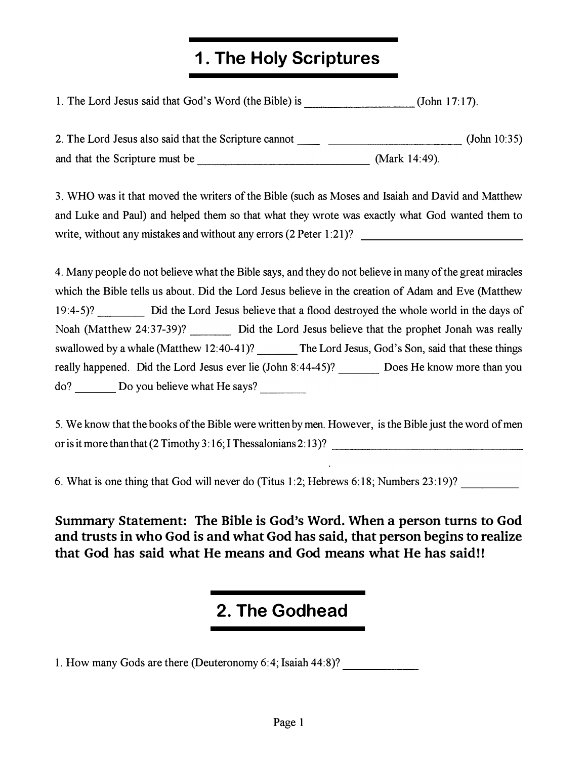# 1. The Holy Scriptures

1. The Lord Jesus said that God's Word (the Bible) is __________________ (John 17:17).

2. The Lord Jesus also said that the Scripture cannot ____ ________________________ (John 10:35) and that the Scripture must be ______________________________ (Mark 14:49).

3. WHO was it that moved the writers of the Bible (such as Moses and Isaiah and David and Matthew and Luke and Paul) and helped them so that what they wrote was exactly what God wanted them to write, without any mistakes and without any errors (2 Peter 1:21)? ___________________________

4. Many people do not believe what the Bible says, and they do not believe in many of the great miracles which the Bible tells us about. Did the Lord Jesus believe in the creation of Adam and Eve (Matthew 19:4-5)? ________ Did the Lord Jesus believe that a flood destroyed the whole world in the days of Noah (Matthew 24:37-39)? _______ Did the Lord Jesus believe that the prophet Jonah was really swallowed by a whale (Matthew 12:40-41)? _______ The Lord Jesus, God's Son, said that these things really happened. Did the Lord Jesus ever lie (John 8:44-45)? _______ Does He know more than you do? _______ Do you believe what He says? ________

5. We know that the books of the Bible were written by men. However, is the Bible just the word of men or is it more than that (2 Timothy 3:16; I Thessalonians 2:13)? ___________________________________

6. What is one thing that God will never do (Titus 1:2; Hebrews 6:18; Numbers 23:19)? _________

**Summary Statement: The Bible is God's Word. When a person turns to God and trusts in who God is and what God has said, that person begins to realize that God has said what He means and God means what He has said!!**

# 2. The Godhead

1. How many Gods are there (Deuteronomy 6:4; Isaiah 44:8)? ____________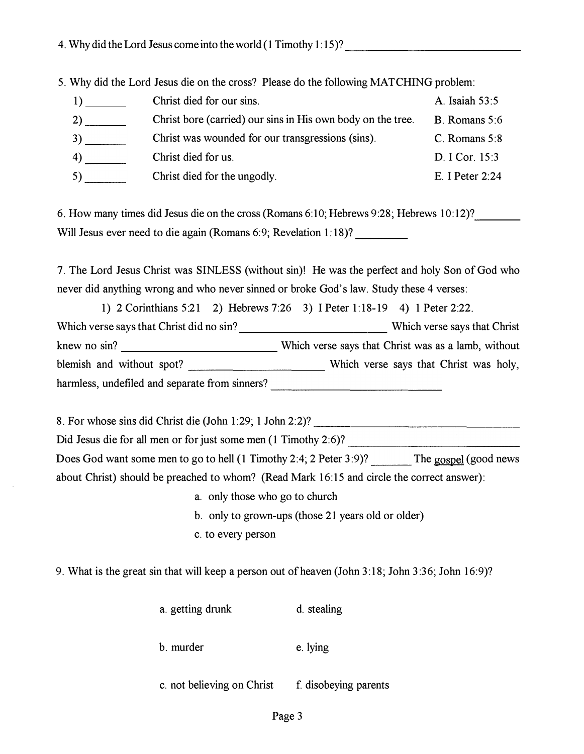4. Why did the Lord Jesus come into the world (1 Timothy 1:15)? ______________________________

5. Why did the Lord Jesus die on the cross? Please do the following MATCHING problem:

| | | |
|---|---|---|
| 1) _______ | Christ died for our sins. | A. Isaiah 53:5 |
| 2) _______ | Christ bore (carried) our sins in His own body on the tree. | B. Romans 5:6 |
| 3) _______ | Christ was wounded for our transgressions (sins). | C. Romans 5:8 |
| 4) _______ | Christ died for us. | D. I Cor. 15:3 |
| 5) _______ | Christ died for the ungodly. | E. I Peter 2:24 |

6. How many times did Jesus die on the cross (Romans 6:10; Hebrews 9:28; Hebrews 10:12)? ________ Will Jesus ever need to die again (Romans 6:9; Revelation 1:18)? _________

7. The Lord Jesus Christ was SINLESS (without sin)! He was the perfect and holy Son of God who never did anything wrong and who never sinned or broke God's law. Study these 4 verses:

1) 2 Corinthians 5:21 2) Hebrews 7:26 3) I Peter 1:18-19 4) 1 Peter 2:22.

Which verse says that Christ did no sin? __________________________ Which verse says that Christ knew no sin? ___________________________ Which verse says that Christ was as a lamb, without blemish and without spot? _______________________ Which verse says that Christ was holy, harmless, undefiled and separate from sinners? _____________________________

8. For whose sins did Christ die (John 1:29; 1 John 2:2)? ________________________________

Did Jesus die for all men or for just some men (1 Timothy 2:6)? ____________________________

Does God want some men to go to hell (1 Timothy 2:4; 2 Peter 3:9)? _______ The gospel (good news about Christ) should be preached to whom? (Read Mark 16:15 and circle the correct answer):

a. only those who go to church

b. only to grown-ups (those 21 years old or older)

c. to every person

9. What is the great sin that will keep a person out of heaven (John 3:18; John 3:36; John 16:9)?

| | |
|---|---|
| a. getting drunk | d. stealing |
| b. murder | e. lying |
| c. not believing on Christ | f. disobeying parents |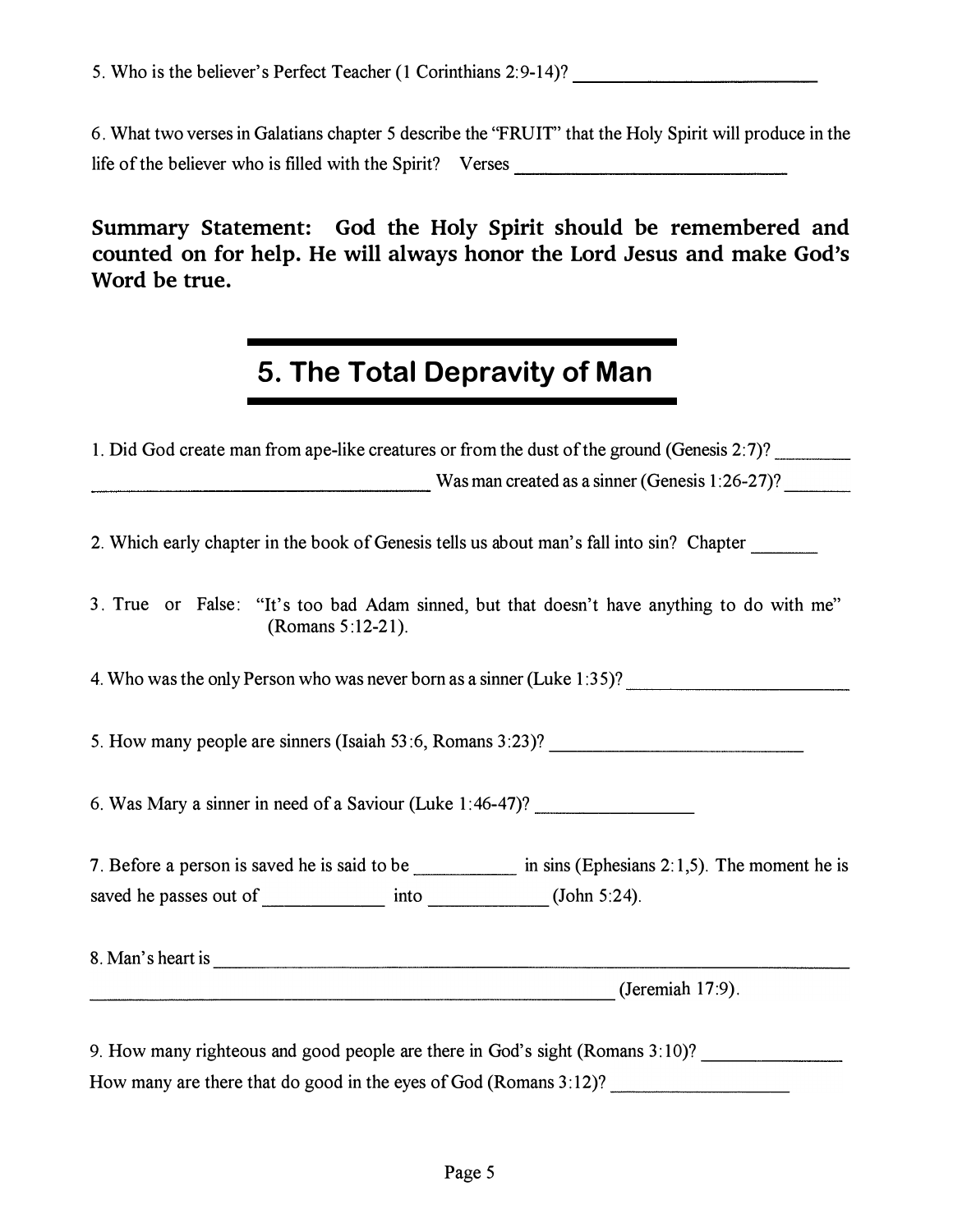5. Who is the believer's Perfect Teacher (1 Corinthians 2:9-14)? ____________________________

6. What two verses in Galatians chapter 5 describe the "FRUIT" that the Holy Spirit will produce in the life of the believer who is filled with the Spirit? Verses ______________________________

**Summary Statement: God the Holy Spirit should be remembered and counted on for help. He will always honor the Lord Jesus and make God's Word be true.**

## 5. The Total Depravity of Man

1. Did God create man from ape-like creatures or from the dust of the ground (Genesis 2:7)? ________ ______________________________________ Was man created as a sinner (Genesis 1:26-27)? _______

2. Which early chapter in the book of Genesis tells us about man's fall into sin? Chapter _______

3. True or False: "It's too bad Adam sinned, but that doesn't have anything to do with me" (Romans 5:12-21).

4. Who was the only Person who was never born as a sinner (Luke 1:35)? ________________________

5. How many people are sinners (Isaiah 53:6, Romans 3:23)? ____________________________

6. Was Mary a sinner in need of a Saviour (Luke 1:46-47)? ________________

7. Before a person is saved he is said to be ___________ in sins (Ephesians 2:1,5). The moment he is saved he passes out of ____________ into ____________ (John 5:24).

8. Man's heart is ____________________________________________________________________ ____________________________________________________________ (Jeremiah 17:9).

9. How many righteous and good people are there in God's sight (Romans 3:10)? _______________
How many are there that do good in the eyes of God (Romans 3:12)? __________________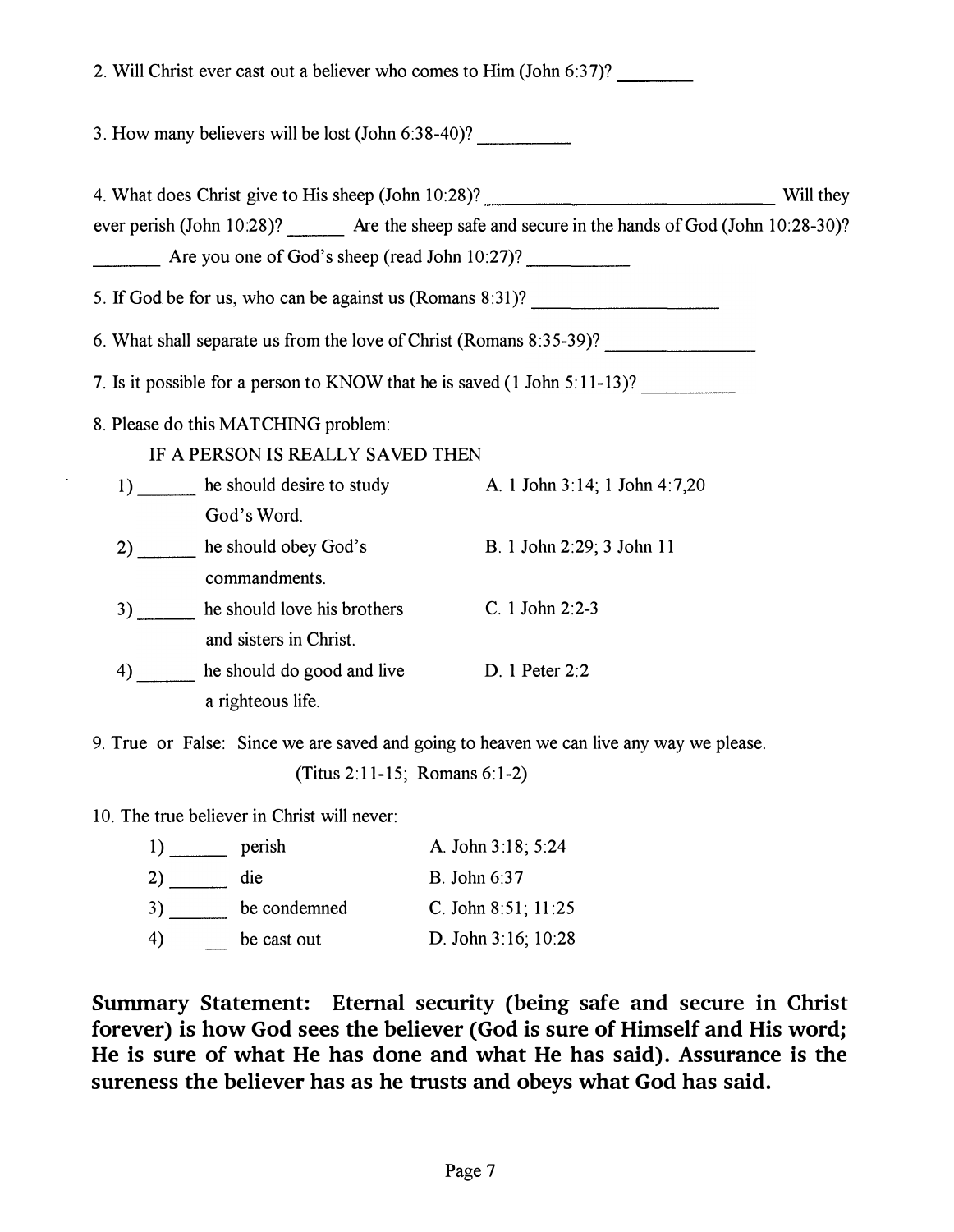2. Will Christ ever cast out a believer who comes to Him (John 6:37)? ________

3. How many believers will be lost (John 6:38-40)? __________

4. What does Christ give to His sheep (John 10:28)? ________________________________ Will they ever perish (John 10:28)? ______ Are the sheep safe and secure in the hands of God (John 10:28-30)? _______ Are you one of God's sheep (read John 10:27)? ___________

5. If God be for us, who can be against us (Romans 8:31)? ____________________

6. What shall separate us from the love of Christ (Romans 8:35-39)? ________________

7. Is it possible for a person to KNOW that he is saved (1 John 5:11-13)? __________

8. Please do this MATCHING problem:

IF A PERSON IS REALLY SAVED THEN

| | |
|---|---|
| 1) ______ he should desire to study God's Word. | A. 1 John 3:14; 1 John 4:7,20 |
| 2) ______ he should obey God's commandments. | B. 1 John 2:29; 3 John 11 |
| 3) ______ he should love his brothers and sisters in Christ. | C. 1 John 2:2-3 |
| 4) ______ he should do good and live a righteous life. | D. 1 Peter 2:2 |

9. True or False: Since we are saved and going to heaven we can live any way we please. (Titus 2:11-15; Romans 6:1-2)

10. The true believer in Christ will never:

| | |
|---|---|
| 1) ______ perish | A. John 3:18; 5:24 |
| 2) ______ die | B. John 6:37 |
| 3) ______ be condemned | C. John 8:51; 11:25 |
| 4) ______ be cast out | D. John 3:16; 10:28 |

**Summary Statement: Eternal security (being safe and secure in Christ forever) is how God sees the believer (God is sure of Himself and His word; He is sure of what He has done and what He has said). Assurance is the sureness the believer has as he trusts and obeys what God has said.**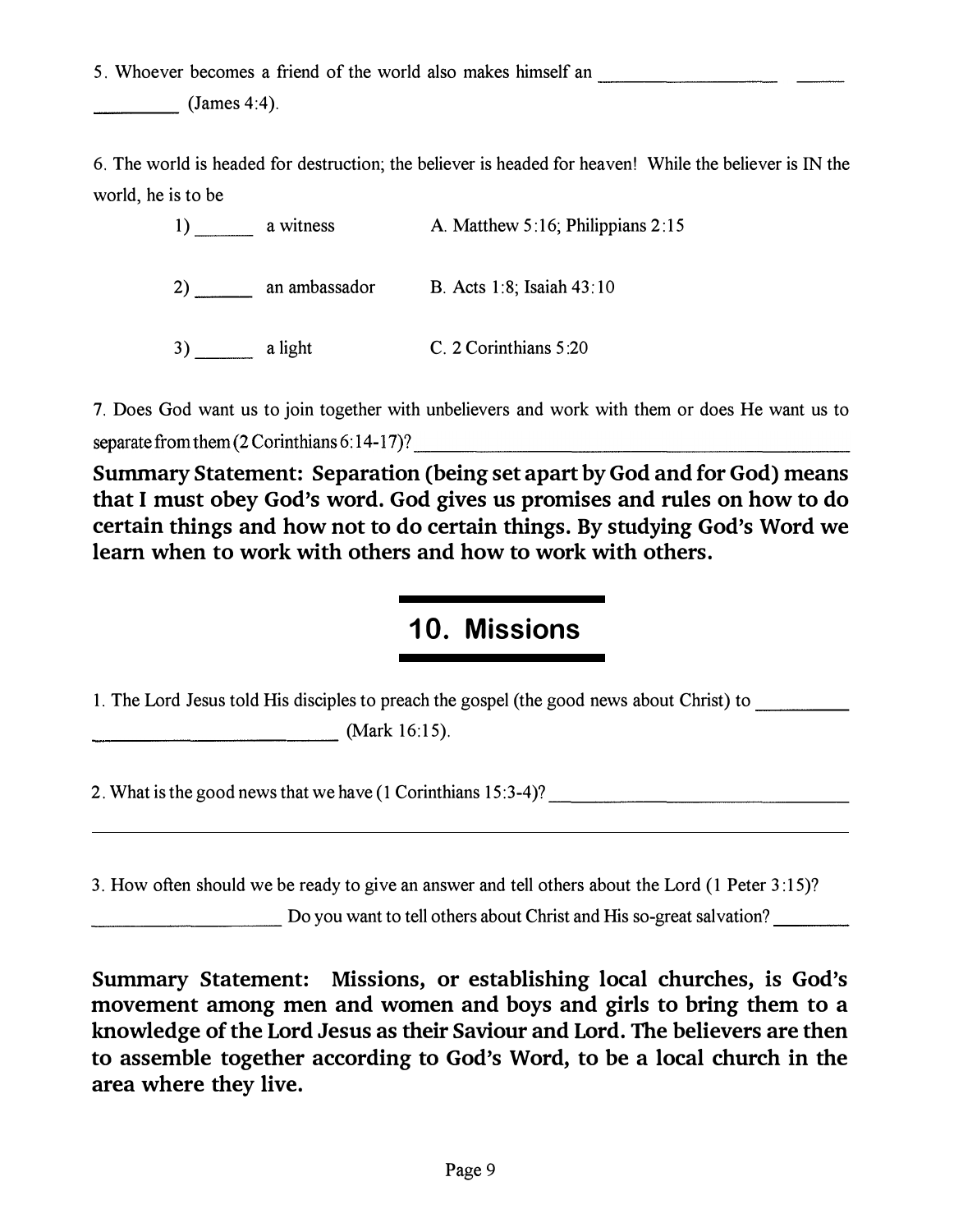5. Whoever becomes a friend of the world also makes himself an ____________________ _____ _________ (James 4:4).

6. The world is headed for destruction; the believer is headed for heaven! While the believer is IN the world, he is to be

| | | |
|---|---|---|
| 1) ______ | a witness | A. Matthew 5:16; Philippians 2:15 |
| 2) ______ | an ambassador | B. Acts 1:8; Isaiah 43:10 |
| 3) ______ | a light | C. 2 Corinthians 5:20 |

7. Does God want us to join together with unbelievers and work with them or does He want us to separate from them (2 Corinthians 6:14-17)? ______________________________________________

**Summary Statement: Separation (being set apart by God and for God) means that I must obey God's word. God gives us promises and rules on how to do certain things and how not to do certain things. By studying God's Word we learn when to work with others and how to work with others.**

## 10. Missions

1. The Lord Jesus told His disciples to preach the gospel (the good news about Christ) to __________ ____________________________ (Mark 16:15).

2. What is the good news that we have (1 Corinthians 15:3-4)? __________________________________ ________________________________________________________________________________

3. How often should we be ready to give an answer and tell others about the Lord (1 Peter 3:15)? ______________________ Do you want to tell others about Christ and His so-great salvation? ________

**Summary Statement: Missions, or establishing local churches, is God's movement among men and women and boys and girls to bring them to a knowledge of the Lord Jesus as their Saviour and Lord. The believers are then to assemble together according to God's Word, to be a local church in the area where they live.**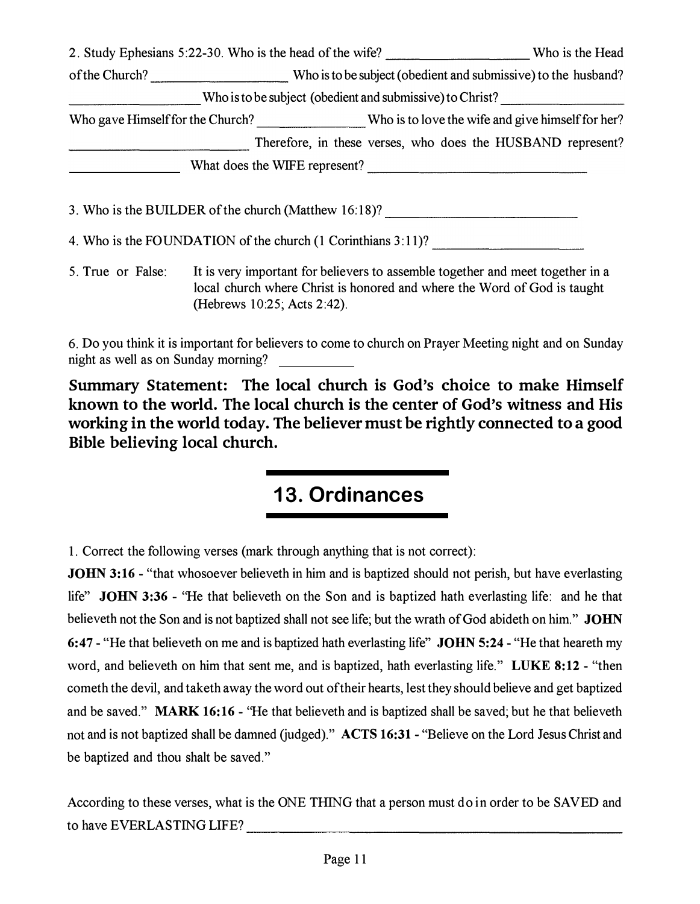2. Study Ephesians 5:22-30. Who is the head of the wife? ____________________ Who is the Head of the Church? ____________________ Who is to be subject (obedient and submissive) to the husband? ____________________ Who is to be subject (obedient and submissive) to Christ? ____________________ Who gave Himself for the Church? ________________ Who is to love the wife and give himself for her? ____________________________ Therefore, in these verses, who does the HUSBAND represent? ________________ What does the WIFE represent? ____________________________________

3. Who is the BUILDER of the church (Matthew 16:18)? ______________________________

4. Who is the FOUNDATION of the church (1 Corinthians 3:11)? ______________________

5. True or False: It is very important for believers to assemble together and meet together in a local church where Christ is honored and where the Word of God is taught (Hebrews 10:25; Acts 2:42).

6. Do you think it is important for believers to come to church on Prayer Meeting night and on Sunday night as well as on Sunday morning? ___________

**Summary Statement: The local church is God's choice to make Himself known to the world. The local church is the center of God's witness and His working in the world today. The believer must be rightly connected to a good Bible believing local church.**

## 13. Ordinances

1. Correct the following verses (mark through anything that is not correct):

**JOHN 3:16** - "that whosoever believeth in him and is baptized should not perish, but have everlasting life" **JOHN 3:36** - "He that believeth on the Son and is baptized hath everlasting life: and he that believeth not the Son and is not baptized shall not see life; but the wrath of God abideth on him." **JOHN 6:47** - "He that believeth on me and is baptized hath everlasting life" **JOHN 5:24** - "He that heareth my word, and believeth on him that sent me, and is baptized, hath everlasting life." **LUKE 8:12** - "then cometh the devil, and taketh away the word out of their hearts, lest they should believe and get baptized and be saved." **MARK 16:16** - "He that believeth and is baptized shall be saved; but he that believeth not and is not baptized shall be damned (judged)." **ACTS 16:31** - "Believe on the Lord Jesus Christ and be baptized and thou shalt be saved."

According to these verses, what is the ONE THING that a person must do in order to be SAVED and to have EVERLASTING LIFE? ____________________________________________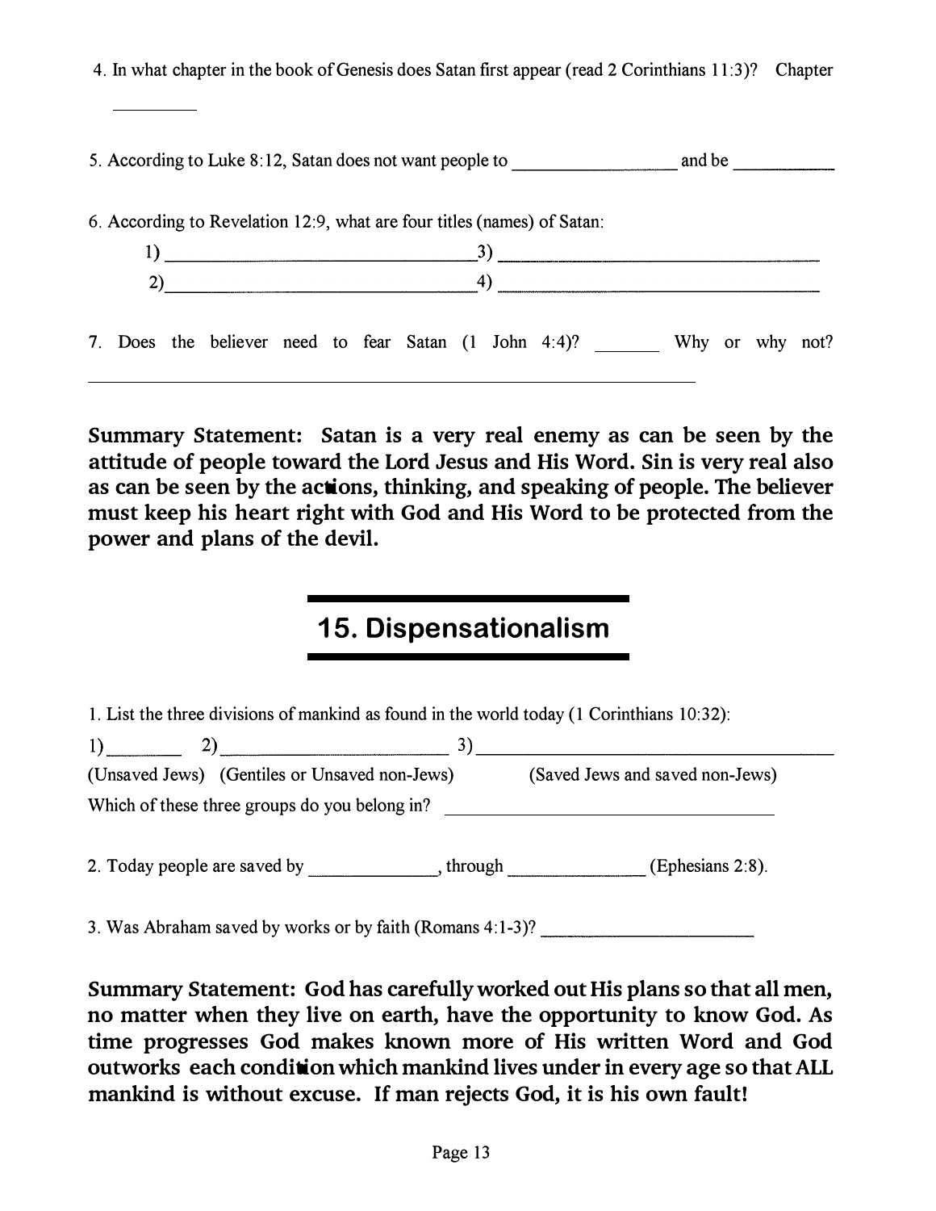4. In what chapter in the book of Genesis does Satan first appear (read 2 Corinthians 11:3)? Chapter _________

5. According to Luke 8:12, Satan does not want people to _________________ and be __________

6. According to Revelation 12:9, what are four titles (names) of Satan:

1) ______________________________ 3) ______________________________

2) ______________________________ 4) ______________________________

7. Does the believer need to fear Satan (1 John 4:4)? _______ Why or why not? ____________________________________________________________

**Summary Statement: Satan is a very real enemy as can be seen by the attitude of people toward the Lord Jesus and His Word. Sin is very real also as can be seen by the actions, thinking, and speaking of people. The believer must keep his heart right with God and His Word to be protected from the power and plans of the devil.**

## 15. Dispensationalism

1. List the three divisions of mankind as found in the world today (1 Corinthians 10:32):

1) ________ 2) ________________________ 3) ____________________________________

(Unsaved Jews) (Gentiles or Unsaved non-Jews) (Saved Jews and saved non-Jews)

Which of these three groups do you belong in? ____________________________________

2. Today people are saved by _____________, through ______________ (Ephesians 2:8).

3. Was Abraham saved by works or by faith (Romans 4:1-3)? ______________________

**Summary Statement: God has carefully worked out His plans so that all men, no matter when they live on earth, have the opportunity to know God. As time progresses God makes known more of His written Word and God outworks each condition which mankind lives under in every age so that ALL mankind is without excuse. If man rejects God, it is his own fault!**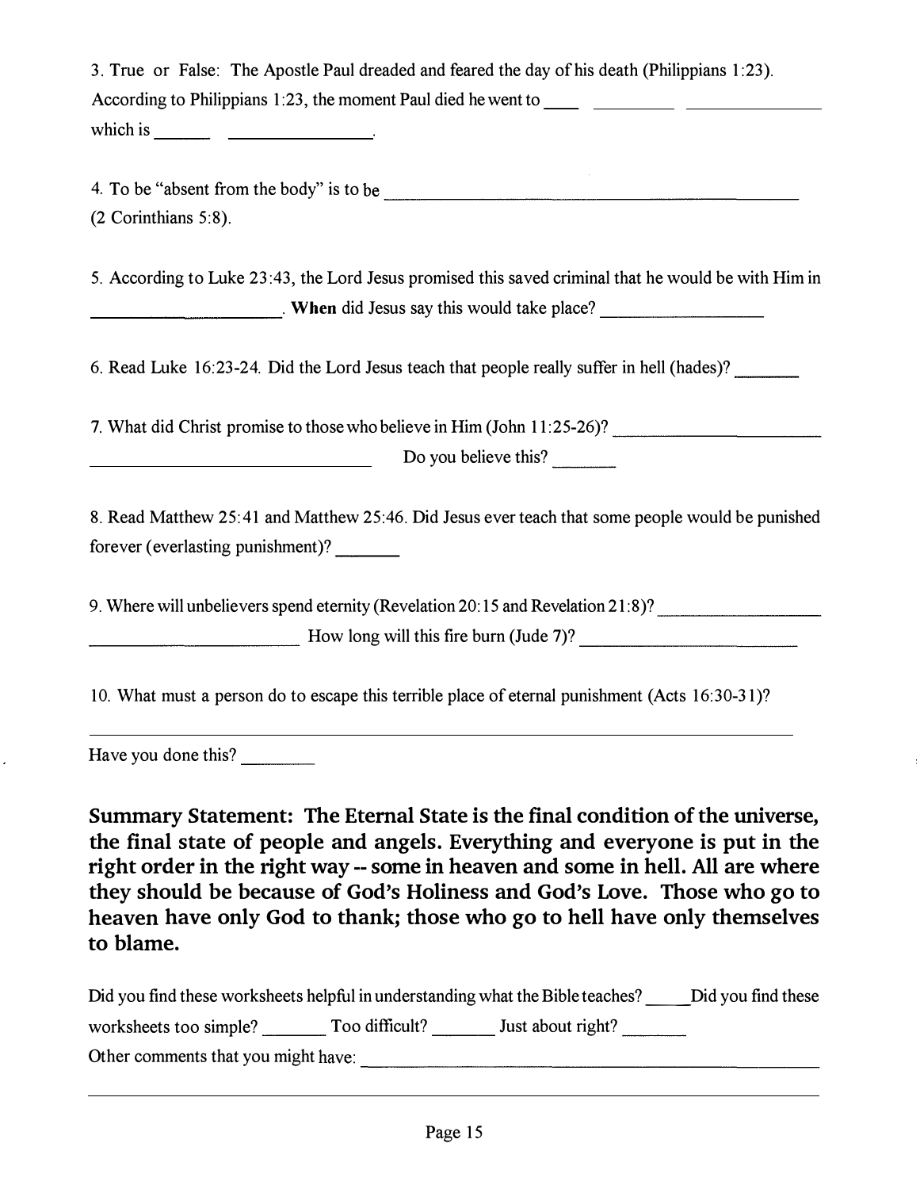3. True or False: The Apostle Paul dreaded and feared the day of his death (Philippians 1:23). According to Philippians 1:23, the moment Paul died he went to ____ ________ ______________ which is ______ ______________.

4. To be "absent from the body" is to be ______________________________________________ (2 Corinthians 5:8).

5. According to Luke 23:43, the Lord Jesus promised this saved criminal that he would be with Him in ____________________. **When** did Jesus say this would take place? ________________

6. Read Luke 16:23-24. Did the Lord Jesus teach that people really suffer in hell (hades)? _______

7. What did Christ promise to those who believe in Him (John 11:25-26)? ______________________ ______________________________ Do you believe this? _______

8. Read Matthew 25:41 and Matthew 25:46. Did Jesus ever teach that some people would be punished forever (everlasting punishment)? _______

9. Where will unbelievers spend eternity (Revelation 20:15 and Revelation 21:8)? ________________ ______________________ How long will this fire burn (Jude 7)? ______________________

10. What must a person do to escape this terrible place of eternal punishment (Acts 16:30-31)?

__________________________________________________________________________

Have you done this? ________

**Summary Statement: The Eternal State is the final condition of the universe, the final state of people and angels. Everything and everyone is put in the right order in the right way -- some in heaven and some in hell. All are where they should be because of God's Holiness and God's Love. Those who go to heaven have only God to thank; those who go to hell have only themselves to blame.**

Did you find these worksheets helpful in understanding what the Bible teaches? _____Did you find these worksheets too simple? _______ Too difficult? _______ Just about right? _______

Other comments that you might have: ______________________________________________

__________________________________________________________________________